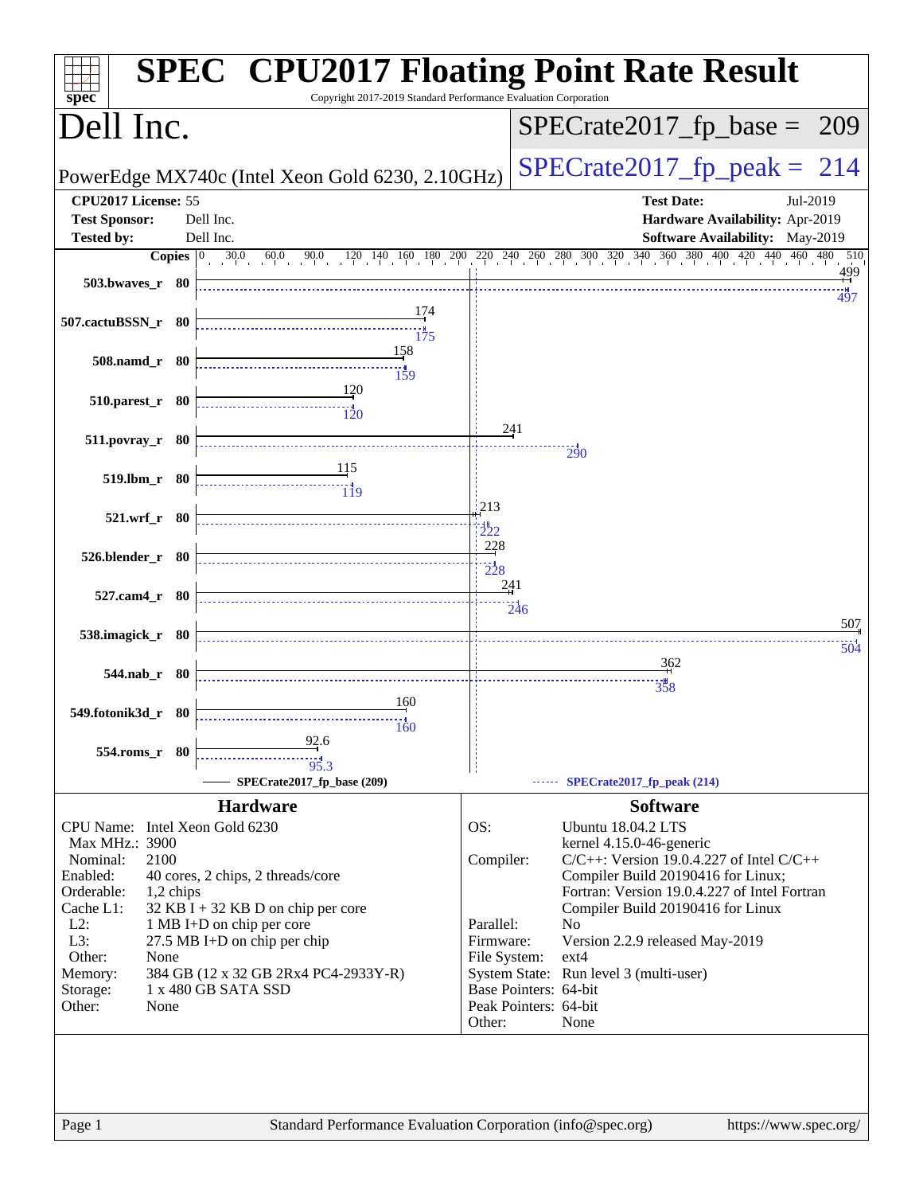# SPEC CPU2017 Floating Point Rate Result

Copyright 2017-2019 Standard Performance Evaluation Corporation

## Dell Inc.

PowerEdge MX740c (Intel Xeon Gold 6230, 2.10GHz)

SPECrate2017_fp_base = 209

SPECrate2017_fp_peak = 214

**CPU2017 License:** 55
**Test Sponsor:** Dell Inc.
**Tested by:** Dell Inc.

**Test Date:** Jul-2019
**Hardware Availability:** Apr-2019
**Software Availability:** May-2019

| Benchmark | Copies | Base | Peak |
|---|---|---|---|
| 503.bwaves_r | 80 | 499 | 497 |
| 507.cactuBSSN_r | 80 | 174 | 175 |
| 508.namd_r | 80 | 158 | 159 |
| 510.parest_r | 80 | 120 | 120 |
| 511.povray_r | 80 | 241 | 290 |
| 519.lbm_r | 80 | 115 | 119 |
| 521.wrf_r | 80 | 213 | 222 |
| 526.blender_r | 80 | 228 | 228 |
| 527.cam4_r | 80 | 241 | 246 |
| 538.imagick_r | 80 | 507 | 504 |
| 544.nab_r | 80 | 362 | 358 |
| 549.fotonik3d_r | 80 | 160 | 160 |
| 554.roms_r | 80 | 92.6 | 95.3 |

SPECrate2017_fp_base (209) — SPECrate2017_fp_peak (214)

### Hardware

| | |
|---|---|
| CPU Name: | Intel Xeon Gold 6230 |
| Max MHz.: | 3900 |
| Nominal: | 2100 |
| Enabled: | 40 cores, 2 chips, 2 threads/core |
| Orderable: | 1,2 chips |
| Cache L1: | 32 KB I + 32 KB D on chip per core |
| L2: | 1 MB I+D on chip per core |
| L3: | 27.5 MB I+D on chip per chip |
| Other: | None |
| Memory: | 384 GB (12 x 32 GB 2Rx4 PC4-2933Y-R) |
| Storage: | 1 x 480 GB SATA SSD |
| Other: | None |

### Software

| | |
|---|---|
| OS: | Ubuntu 18.04.2 LTS kernel 4.15.0-46-generic |
| Compiler: | C/C++: Version 19.0.4.227 of Intel C/C++ Compiler Build 20190416 for Linux; Fortran: Version 19.0.4.227 of Intel Fortran Compiler Build 20190416 for Linux |
| Parallel: | No |
| Firmware: | Version 2.2.9 released May-2019 |
| File System: | ext4 |
| System State: | Run level 3 (multi-user) |
| Base Pointers: | 64-bit |
| Peak Pointers: | 64-bit |
| Other: | None |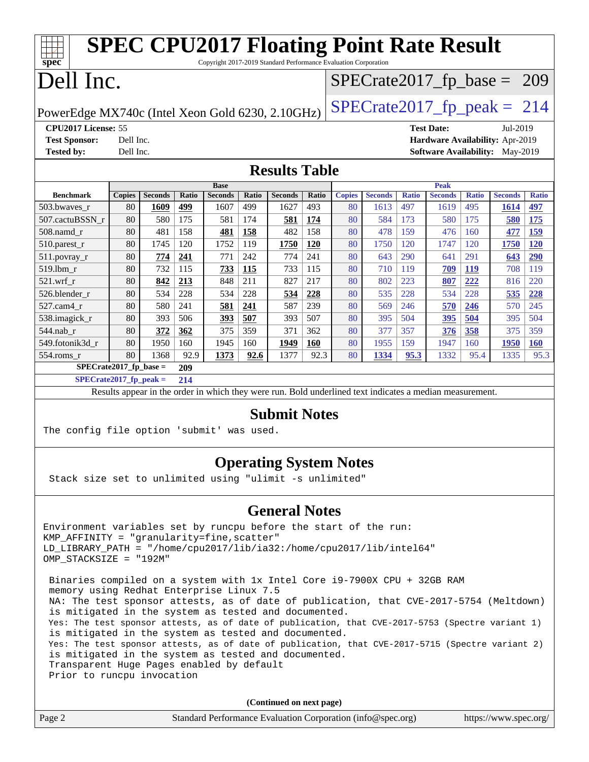# SPEC CPU2017 Floating Point Rate Result

Copyright 2017-2019 Standard Performance Evaluation Corporation

# Dell Inc.

PowerEdge MX740c (Intel Xeon Gold 6230, 2.10GHz)

SPECrate2017_fp_base = 209

SPECrate2017_fp_peak = 214

**CPU2017 License:** 55
**Test Sponsor:** Dell Inc.
**Tested by:** Dell Inc.

**Test Date:** Jul-2019
**Hardware Availability:** Apr-2019
**Software Availability:** May-2019

## Results Table

| | Base | | | | | | | Peak | | | | | | |
|---|---|---|---|---|---|---|---|---|---|---|---|---|---|---|
| **Benchmark** | **Copies** | **Seconds** | **Ratio** | **Seconds** | **Ratio** | **Seconds** | **Ratio** | **Copies** | **Seconds** | **Ratio** | **Seconds** | **Ratio** | **Seconds** | **Ratio** |
| 503.bwaves_r | 80 | **1609** | **499** | 1607 | 499 | 1627 | 493 | 80 | 1613 | 497 | 1619 | 495 | **1614** | **497** |
| 507.cactuBSSN_r | 80 | 580 | 175 | 581 | 174 | **581** | **174** | 80 | 584 | 173 | 580 | 175 | **580** | **175** |
| 508.namd_r | 80 | 481 | 158 | **481** | **158** | 482 | 158 | 80 | 478 | 159 | 476 | 160 | **477** | **159** |
| 510.parest_r | 80 | 1745 | 120 | 1752 | 119 | **1750** | **120** | 80 | 1750 | 120 | 1747 | 120 | **1750** | **120** |
| 511.povray_r | 80 | **774** | **241** | 771 | 242 | 774 | 241 | 80 | 643 | 290 | 641 | 291 | **643** | **290** |
| 519.lbm_r | 80 | 732 | 115 | **733** | **115** | 733 | 115 | 80 | 710 | 119 | **709** | **119** | 708 | 119 |
| 521.wrf_r | 80 | **842** | **213** | 848 | 211 | 827 | 217 | 80 | 802 | 223 | **807** | **222** | 816 | 220 |
| 526.blender_r | 80 | 534 | 228 | 534 | 228 | **534** | **228** | 80 | 535 | 228 | 534 | 228 | **535** | **228** |
| 527.cam4_r | 80 | 580 | 241 | **581** | **241** | 587 | 239 | 80 | 569 | 246 | **570** | **246** | 570 | 245 |
| 538.imagick_r | 80 | 393 | 506 | **393** | **507** | 393 | 507 | 80 | 395 | 504 | **395** | **504** | 395 | 504 |
| 544.nab_r | 80 | **372** | **362** | 375 | 359 | 371 | 362 | 80 | 377 | 357 | **376** | **358** | 375 | 359 |
| 549.fotonik3d_r | 80 | 1950 | 160 | 1945 | 160 | **1949** | **160** | 80 | 1955 | 159 | 1947 | 160 | **1950** | **160** |
| 554.roms_r | 80 | 1368 | 92.9 | **1373** | **92.6** | 1377 | 92.3 | 80 | **1334** | **95.3** | 1332 | 95.4 | 1335 | 95.3 |

**SPECrate2017_fp_base = 209**

**SPECrate2017_fp_peak = 214**

Results appear in the order in which they were run. Bold underlined text indicates a median measurement.

## Submit Notes

```
The config file option 'submit' was used.
```

## Operating System Notes

```
Stack size set to unlimited using "ulimit -s unlimited"
```

## General Notes

```
Environment variables set by runcpu before the start of the run:
KMP_AFFINITY = "granularity=fine,scatter"
LD_LIBRARY_PATH = "/home/cpu2017/lib/ia32:/home/cpu2017/lib/intel64"
OMP_STACKSIZE = "192M"

 Binaries compiled on a system with 1x Intel Core i9-7900X CPU + 32GB RAM
 memory using Redhat Enterprise Linux 7.5
 NA: The test sponsor attests, as of date of publication, that CVE-2017-5754 (Meltdown)
 is mitigated in the system as tested and documented.
 Yes: The test sponsor attests, as of date of publication, that CVE-2017-5753 (Spectre variant 1)
 is mitigated in the system as tested and documented.
 Yes: The test sponsor attests, as of date of publication, that CVE-2017-5715 (Spectre variant 2)
 is mitigated in the system as tested and documented.
 Transparent Huge Pages enabled by default
 Prior to runcpu invocation
```

(Continued on next page)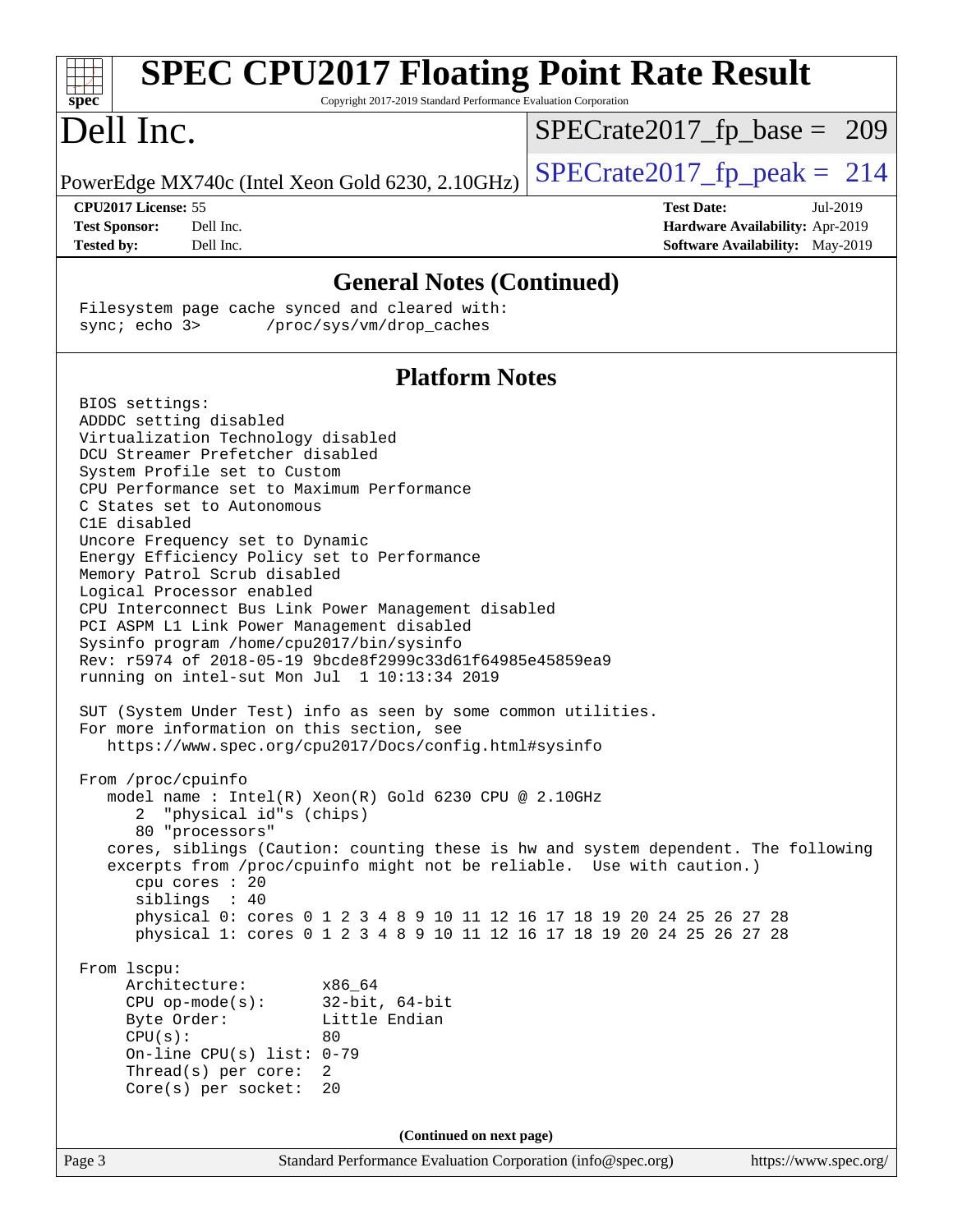## General Notes (Continued)

```
Filesystem page cache synced and cleared with:
sync; echo 3>       /proc/sys/vm/drop_caches
```

## Platform Notes

```
BIOS settings:
ADDDC setting disabled
Virtualization Technology disabled
DCU Streamer Prefetcher disabled
System Profile set to Custom
CPU Performance set to Maximum Performance
C States set to Autonomous
C1E disabled
Uncore Frequency set to Dynamic
Energy Efficiency Policy set to Performance
Memory Patrol Scrub disabled
Logical Processor enabled
CPU Interconnect Bus Link Power Management disabled
PCI ASPM L1 Link Power Management disabled
Sysinfo program /home/cpu2017/bin/sysinfo
Rev: r5974 of 2018-05-19 9bcde8f2999c33d61f64985e45859ea9
running on intel-sut Mon Jul  1 10:13:34 2019

SUT (System Under Test) info as seen by some common utilities.
For more information on this section, see
   https://www.spec.org/cpu2017/Docs/config.html#sysinfo

From /proc/cpuinfo
   model name : Intel(R) Xeon(R) Gold 6230 CPU @ 2.10GHz
      2  "physical id"s (chips)
      80 "processors"
   cores, siblings (Caution: counting these is hw and system dependent. The following
   excerpts from /proc/cpuinfo might not be reliable.  Use with caution.)
      cpu cores : 20
      siblings  : 40
      physical 0: cores 0 1 2 3 4 8 9 10 11 12 16 17 18 19 20 24 25 26 27 28
      physical 1: cores 0 1 2 3 4 8 9 10 11 12 16 17 18 19 20 24 25 26 27 28

From lscpu:
     Architecture:        x86_64
     CPU op-mode(s):      32-bit, 64-bit
     Byte Order:          Little Endian
     CPU(s):              80
     On-line CPU(s) list: 0-79
     Thread(s) per core:  2
     Core(s) per socket:  20
```

(Continued on next page)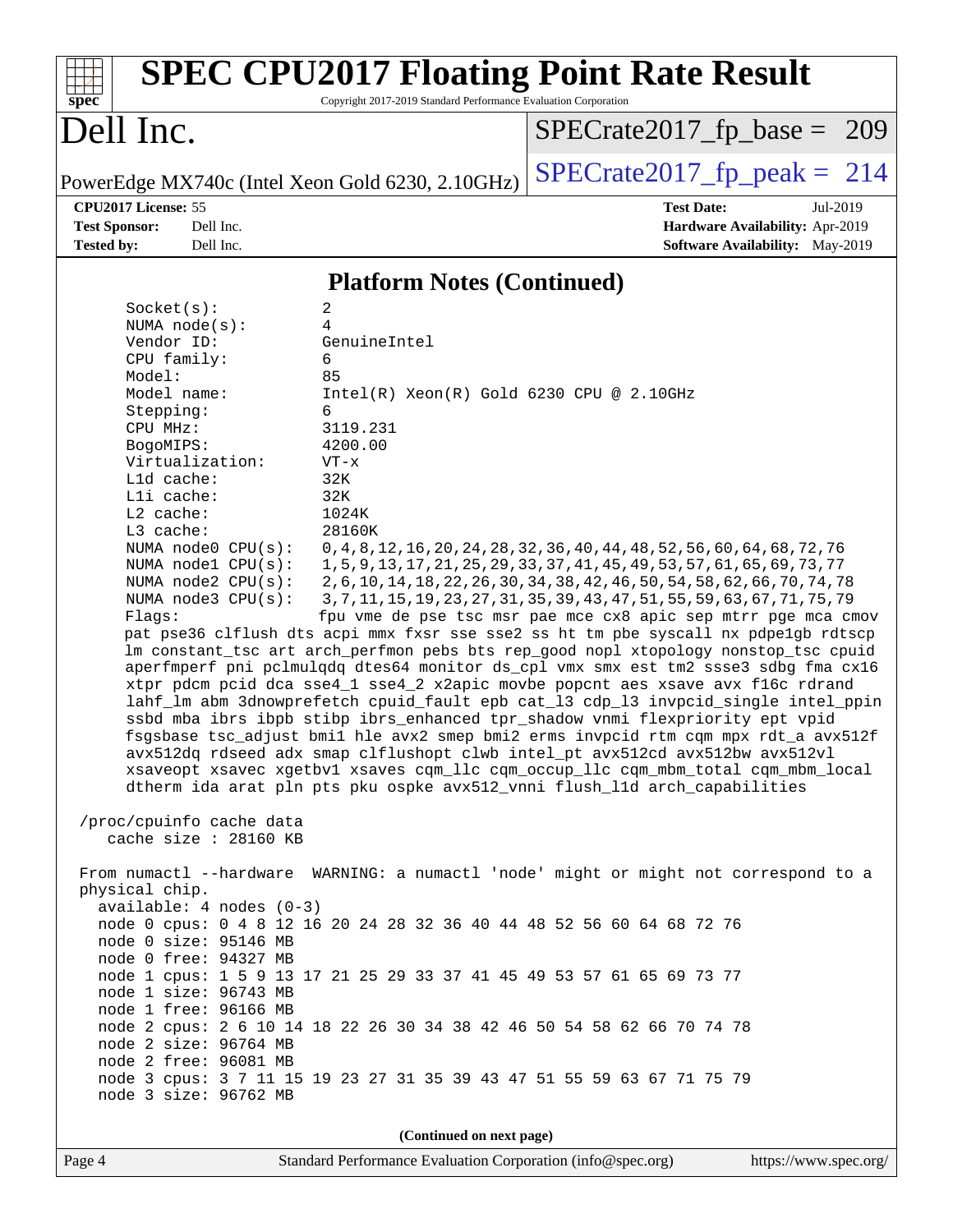# SPEC CPU2017 Floating Point Rate Result

Copyright 2017-2019 Standard Performance Evaluation Corporation

**Dell Inc.**

PowerEdge MX740c (Intel Xeon Gold 6230, 2.10GHz)

SPECrate2017_fp_base = 209

SPECrate2017_fp_peak = 214

**CPU2017 License:** 55
**Test Sponsor:** Dell Inc.
**Tested by:** Dell Inc.

**Test Date:** Jul-2019
**Hardware Availability:** Apr-2019
**Software Availability:** May-2019

## Platform Notes (Continued)

```
     Socket(s):             2
     NUMA node(s):          4
     Vendor ID:             GenuineIntel
     CPU family:            6
     Model:                 85
     Model name:            Intel(R) Xeon(R) Gold 6230 CPU @ 2.10GHz
     Stepping:              6
     CPU MHz:               3119.231
     BogoMIPS:              4200.00
     Virtualization:        VT-x
     L1d cache:             32K
     L1i cache:             32K
     L2 cache:              1024K
     L3 cache:              28160K
     NUMA node0 CPU(s):     0,4,8,12,16,20,24,28,32,36,40,44,48,52,56,60,64,68,72,76
     NUMA node1 CPU(s):     1,5,9,13,17,21,25,29,33,37,41,45,49,53,57,61,65,69,73,77
     NUMA node2 CPU(s):     2,6,10,14,18,22,26,30,34,38,42,46,50,54,58,62,66,70,74,78
     NUMA node3 CPU(s):     3,7,11,15,19,23,27,31,35,39,43,47,51,55,59,63,67,71,75,79
     Flags:                 fpu vme de pse tsc msr pae mce cx8 apic sep mtrr pge mca cmov
     pat pse36 clflush dts acpi mmx fxsr sse sse2 ss ht tm pbe syscall nx pdpe1gb rdtscp
     lm constant_tsc art arch_perfmon pebs bts rep_good nopl xtopology nonstop_tsc cpuid
     aperfmperf pni pclmulqdq dtes64 monitor ds_cpl vmx smx est tm2 ssse3 sdbg fma cx16
     xtpr pdcm pcid dca sse4_1 sse4_2 x2apic movbe popcnt aes xsave avx f16c rdrand
     lahf_lm abm 3dnowprefetch cpuid_fault epb cat_l3 cdp_l3 invpcid_single intel_ppin
     ssbd mba ibrs ibpb stibp ibrs_enhanced tpr_shadow vnmi flexpriority ept vpid
     fsgsbase tsc_adjust bmi1 hle avx2 smep bmi2 erms invpcid rtm cqm mpx rdt_a avx512f
     avx512dq rdseed adx smap clflushopt clwb intel_pt avx512cd avx512bw avx512vl
     xsaveopt xsavec xgetbv1 xsaves cqm_llc cqm_occup_llc cqm_mbm_total cqm_mbm_local
     dtherm ida arat pln pts pku ospke avx512_vnni flush_l1d arch_capabilities

 /proc/cpuinfo cache data
    cache size : 28160 KB

 From numactl --hardware  WARNING: a numactl 'node' might or might not correspond to a
 physical chip.
   available: 4 nodes (0-3)
   node 0 cpus: 0 4 8 12 16 20 24 28 32 36 40 44 48 52 56 60 64 68 72 76
   node 0 size: 95146 MB
   node 0 free: 94327 MB
   node 1 cpus: 1 5 9 13 17 21 25 29 33 37 41 45 49 53 57 61 65 69 73 77
   node 1 size: 96743 MB
   node 1 free: 96166 MB
   node 2 cpus: 2 6 10 14 18 22 26 30 34 38 42 46 50 54 58 62 66 70 74 78
   node 2 size: 96764 MB
   node 2 free: 96081 MB
   node 3 cpus: 3 7 11 15 19 23 27 31 35 39 43 47 51 55 59 63 67 71 75 79
   node 3 size: 96762 MB
```

(Continued on next page)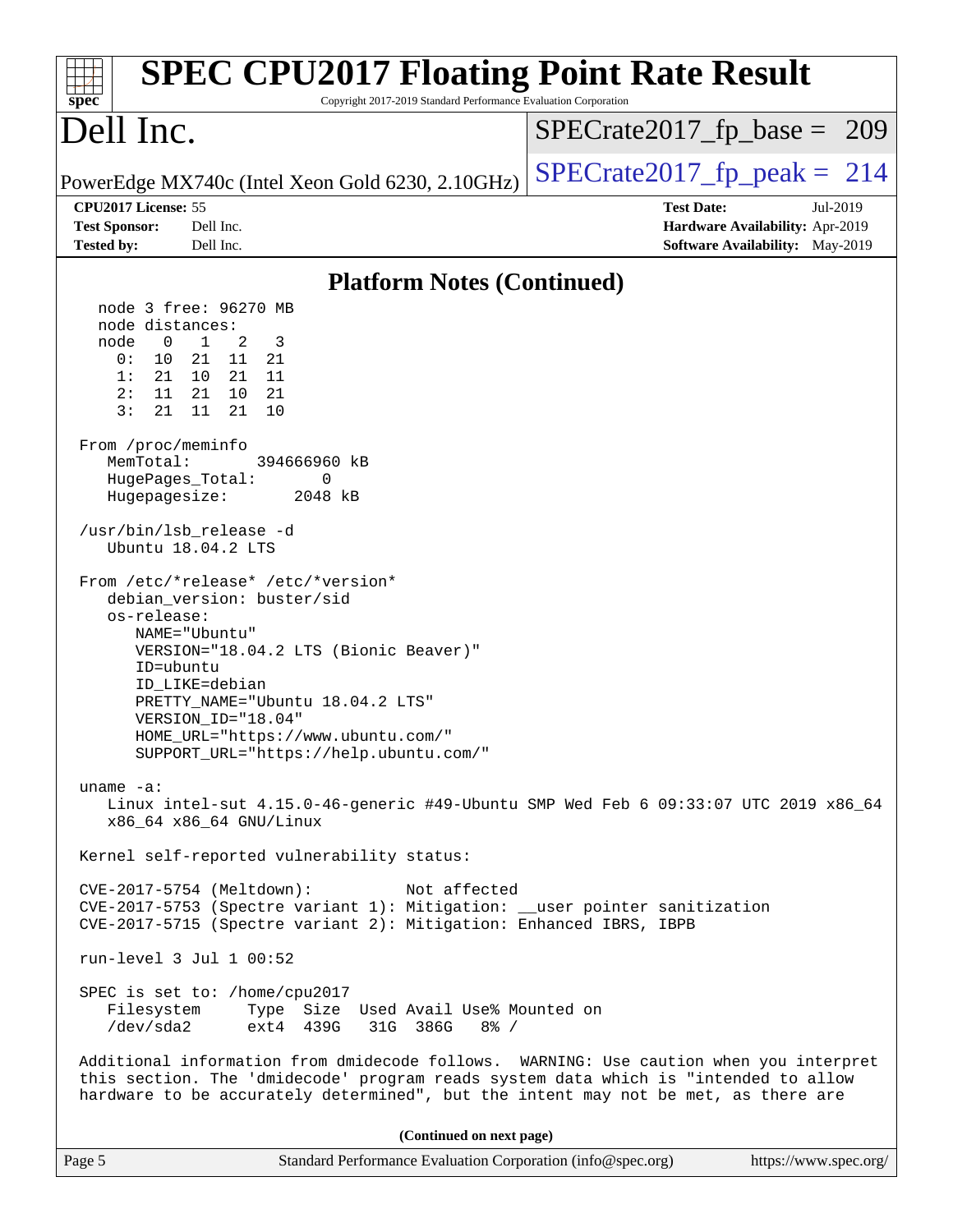## Platform Notes (Continued)

```
  node 3 free: 96270 MB
  node distances:
  node   0   1   2   3
    0:  10  21  11  21
    1:  21  10  21  11
    2:  11  21  10  21
    3:  21  11  21  10

From /proc/meminfo
   MemTotal:       394666960 kB
   HugePages_Total:       0
   Hugepagesize:       2048 kB

/usr/bin/lsb_release -d
   Ubuntu 18.04.2 LTS

From /etc/*release* /etc/*version*
   debian_version: buster/sid
   os-release:
      NAME="Ubuntu"
      VERSION="18.04.2 LTS (Bionic Beaver)"
      ID=ubuntu
      ID_LIKE=debian
      PRETTY_NAME="Ubuntu 18.04.2 LTS"
      VERSION_ID="18.04"
      HOME_URL="https://www.ubuntu.com/"
      SUPPORT_URL="https://help.ubuntu.com/"

uname -a:
   Linux intel-sut 4.15.0-46-generic #49-Ubuntu SMP Wed Feb 6 09:33:07 UTC 2019 x86_64
   x86_64 x86_64 GNU/Linux

Kernel self-reported vulnerability status:

CVE-2017-5754 (Meltdown):          Not affected
CVE-2017-5753 (Spectre variant 1): Mitigation: __user pointer sanitization
CVE-2017-5715 (Spectre variant 2): Mitigation: Enhanced IBRS, IBPB

run-level 3 Jul 1 00:52

SPEC is set to: /home/cpu2017
   Filesystem     Type  Size  Used Avail Use% Mounted on
   /dev/sda2      ext4  439G   31G  386G   8% /

Additional information from dmidecode follows.  WARNING: Use caution when you interpret
this section. The 'dmidecode' program reads system data which is "intended to allow
hardware to be accurately determined", but the intent may not be met, as there are
```

(Continued on next page)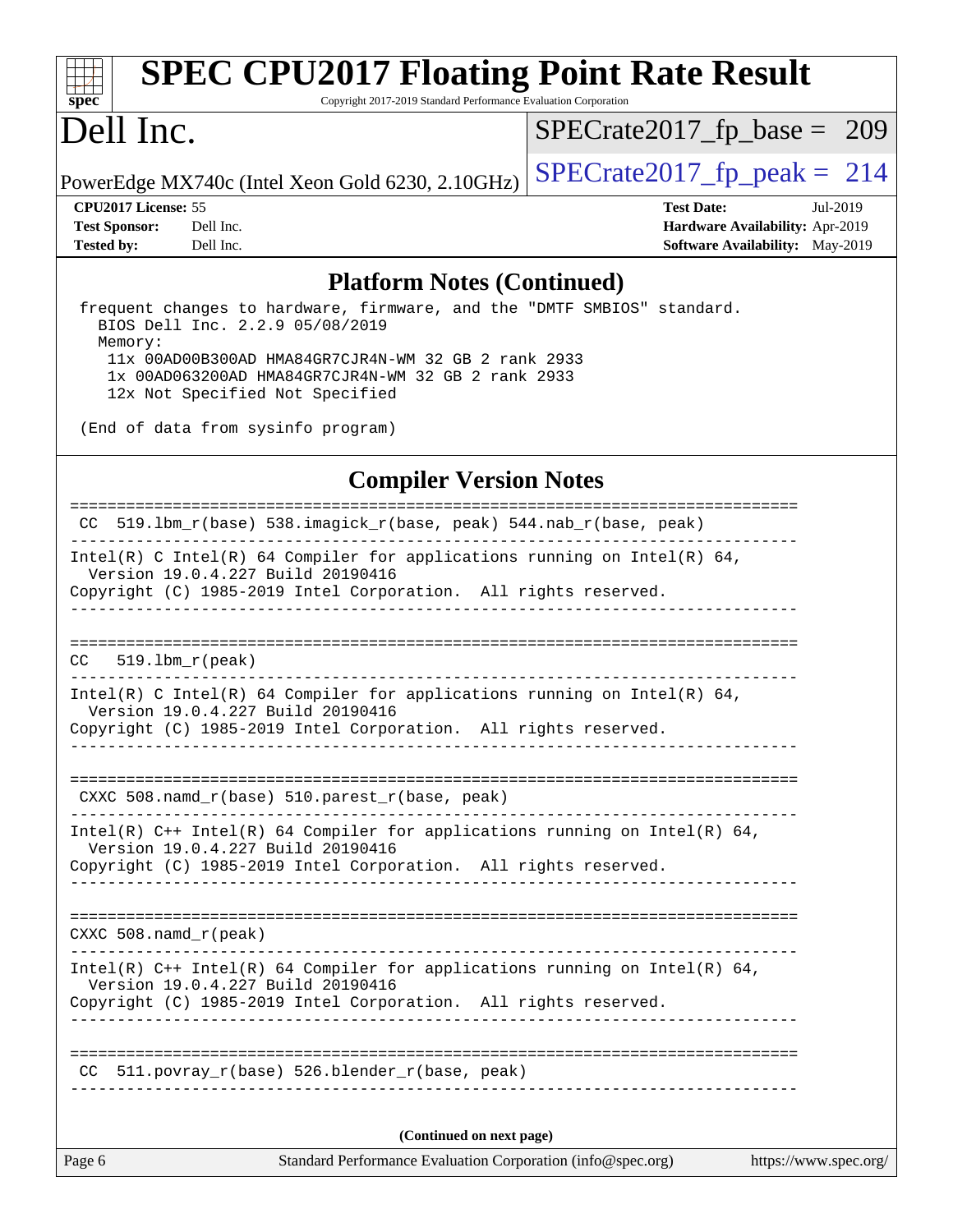# SPEC CPU2017 Floating Point Rate Result

Copyright 2017-2019 Standard Performance Evaluation Corporation

# Dell Inc.

PowerEdge MX740c (Intel Xeon Gold 6230, 2.10GHz)

SPECrate2017_fp_base = 209

SPECrate2017_fp_peak = 214

| | | | |
|---|---|---|---|
| **CPU2017 License:** | 55 | **Test Date:** | Jul-2019 |
| **Test Sponsor:** | Dell Inc. | **Hardware Availability:** | Apr-2019 |
| **Tested by:** | Dell Inc. | **Software Availability:** | May-2019 |

## Platform Notes (Continued)

```
 frequent changes to hardware, firmware, and the "DMTF SMBIOS" standard.
   BIOS Dell Inc. 2.2.9 05/08/2019
   Memory:
    11x 00AD00B300AD HMA84GR7CJR4N-WM 32 GB 2 rank 2933
    1x 00AD063200AD HMA84GR7CJR4N-WM 32 GB 2 rank 2933
    12x Not Specified Not Specified

 (End of data from sysinfo program)
```

## Compiler Version Notes

```
==============================================================================
 CC  519.lbm_r(base) 538.imagick_r(base, peak) 544.nab_r(base, peak)
------------------------------------------------------------------------------
Intel(R) C Intel(R) 64 Compiler for applications running on Intel(R) 64,
  Version 19.0.4.227 Build 20190416
Copyright (C) 1985-2019 Intel Corporation.  All rights reserved.
------------------------------------------------------------------------------

==============================================================================
CC   519.lbm_r(peak)
------------------------------------------------------------------------------
Intel(R) C Intel(R) 64 Compiler for applications running on Intel(R) 64,
  Version 19.0.4.227 Build 20190416
Copyright (C) 1985-2019 Intel Corporation.  All rights reserved.
------------------------------------------------------------------------------

==============================================================================
 CXXC 508.namd_r(base) 510.parest_r(base, peak)
------------------------------------------------------------------------------
Intel(R) C++ Intel(R) 64 Compiler for applications running on Intel(R) 64,
  Version 19.0.4.227 Build 20190416
Copyright (C) 1985-2019 Intel Corporation.  All rights reserved.
------------------------------------------------------------------------------

==============================================================================
CXXC 508.namd_r(peak)
------------------------------------------------------------------------------
Intel(R) C++ Intel(R) 64 Compiler for applications running on Intel(R) 64,
  Version 19.0.4.227 Build 20190416
Copyright (C) 1985-2019 Intel Corporation.  All rights reserved.
------------------------------------------------------------------------------

==============================================================================
 CC  511.povray_r(base) 526.blender_r(base, peak)
------------------------------------------------------------------------------
```

**(Continued on next page)**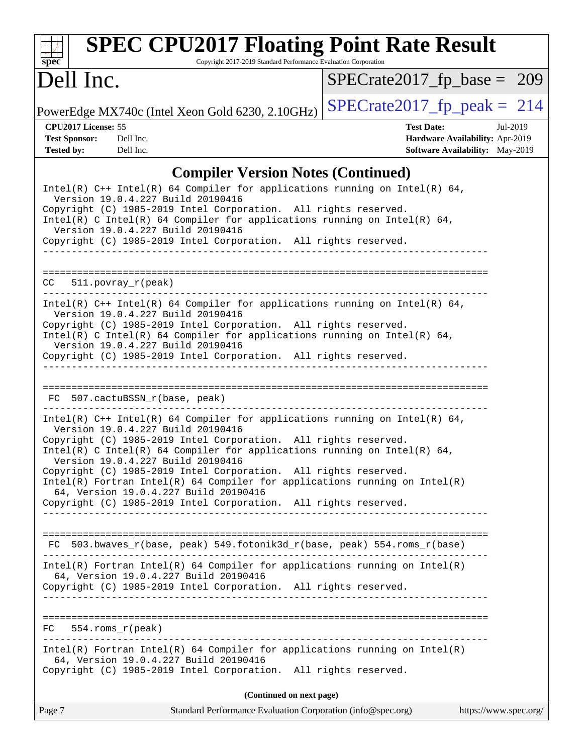## Compiler Version Notes (Continued)

```
Intel(R) C++ Intel(R) 64 Compiler for applications running on Intel(R) 64,
  Version 19.0.4.227 Build 20190416
Copyright (C) 1985-2019 Intel Corporation.  All rights reserved.
Intel(R) C Intel(R) 64 Compiler for applications running on Intel(R) 64,
  Version 19.0.4.227 Build 20190416
Copyright (C) 1985-2019 Intel Corporation.  All rights reserved.
------------------------------------------------------------------------------

==============================================================================
CC  511.povray_r(peak)
------------------------------------------------------------------------------
Intel(R) C++ Intel(R) 64 Compiler for applications running on Intel(R) 64,
  Version 19.0.4.227 Build 20190416
Copyright (C) 1985-2019 Intel Corporation.  All rights reserved.
Intel(R) C Intel(R) 64 Compiler for applications running on Intel(R) 64,
  Version 19.0.4.227 Build 20190416
Copyright (C) 1985-2019 Intel Corporation.  All rights reserved.
------------------------------------------------------------------------------

==============================================================================
FC  507.cactuBSSN_r(base, peak)
------------------------------------------------------------------------------
Intel(R) C++ Intel(R) 64 Compiler for applications running on Intel(R) 64,
  Version 19.0.4.227 Build 20190416
Copyright (C) 1985-2019 Intel Corporation.  All rights reserved.
Intel(R) C Intel(R) 64 Compiler for applications running on Intel(R) 64,
  Version 19.0.4.227 Build 20190416
Copyright (C) 1985-2019 Intel Corporation.  All rights reserved.
Intel(R) Fortran Intel(R) 64 Compiler for applications running on Intel(R)
  64, Version 19.0.4.227 Build 20190416
Copyright (C) 1985-2019 Intel Corporation.  All rights reserved.
------------------------------------------------------------------------------

==============================================================================
FC  503.bwaves_r(base, peak) 549.fotonik3d_r(base, peak) 554.roms_r(base)
------------------------------------------------------------------------------
Intel(R) Fortran Intel(R) 64 Compiler for applications running on Intel(R)
  64, Version 19.0.4.227 Build 20190416
Copyright (C) 1985-2019 Intel Corporation.  All rights reserved.
------------------------------------------------------------------------------

==============================================================================
FC  554.roms_r(peak)
------------------------------------------------------------------------------
Intel(R) Fortran Intel(R) 64 Compiler for applications running on Intel(R)
  64, Version 19.0.4.227 Build 20190416
Copyright (C) 1985-2019 Intel Corporation.  All rights reserved.
```

**(Continued on next page)**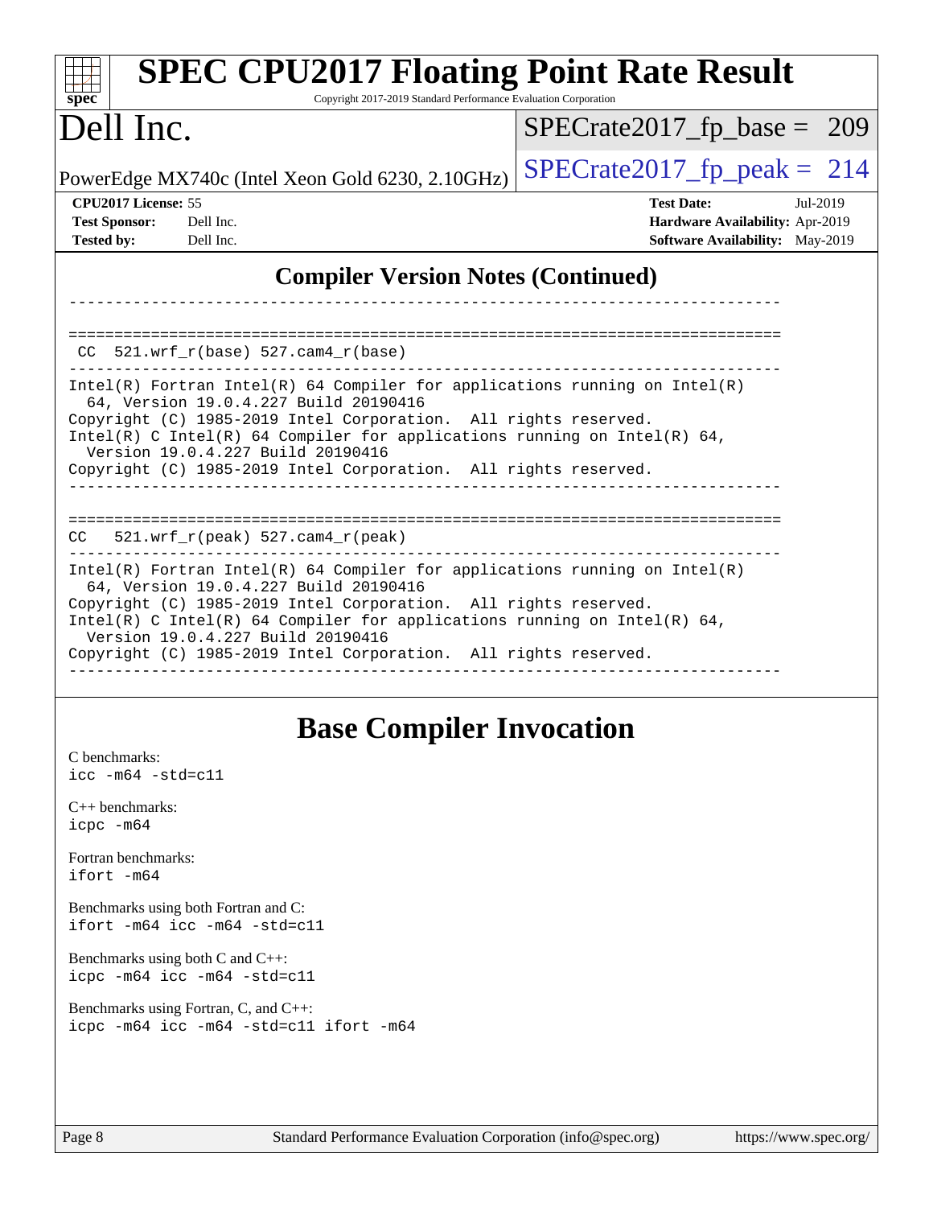## Compiler Version Notes (Continued)

```
------------------------------------------------------------------------------

==============================================================================
 CC  521.wrf_r(base) 527.cam4_r(base)
------------------------------------------------------------------------------
Intel(R) Fortran Intel(R) 64 Compiler for applications running on Intel(R)
  64, Version 19.0.4.227 Build 20190416
Copyright (C) 1985-2019 Intel Corporation.  All rights reserved.
Intel(R) C Intel(R) 64 Compiler for applications running on Intel(R) 64,
  Version 19.0.4.227 Build 20190416
Copyright (C) 1985-2019 Intel Corporation.  All rights reserved.
------------------------------------------------------------------------------

==============================================================================
CC   521.wrf_r(peak) 527.cam4_r(peak)
------------------------------------------------------------------------------
Intel(R) Fortran Intel(R) 64 Compiler for applications running on Intel(R)
  64, Version 19.0.4.227 Build 20190416
Copyright (C) 1985-2019 Intel Corporation.  All rights reserved.
Intel(R) C Intel(R) 64 Compiler for applications running on Intel(R) 64,
  Version 19.0.4.227 Build 20190416
Copyright (C) 1985-2019 Intel Corporation.  All rights reserved.
------------------------------------------------------------------------------
```

## Base Compiler Invocation

C benchmarks:
`icc -m64 -std=c11`

C++ benchmarks:
`icpc -m64`

Fortran benchmarks:
`ifort -m64`

Benchmarks using both Fortran and C:
`ifort -m64 icc -m64 -std=c11`

Benchmarks using both C and C++:
`icpc -m64 icc -m64 -std=c11`

Benchmarks using Fortran, C, and C++:
`icpc -m64 icc -m64 -std=c11 ifort -m64`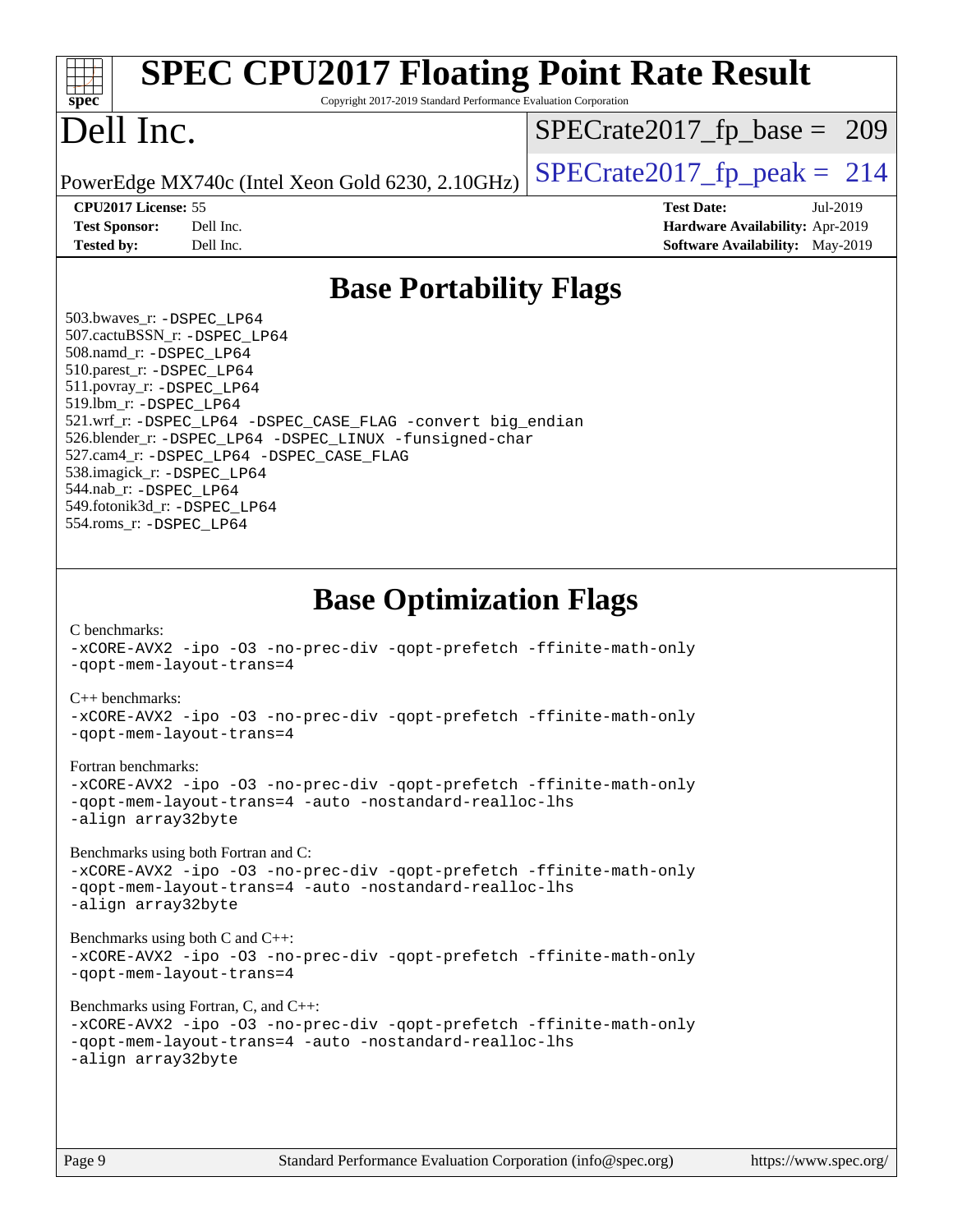# SPEC CPU2017 Floating Point Rate Result

Copyright 2017-2019 Standard Performance Evaluation Corporation

# Dell Inc.

PowerEdge MX740c (Intel Xeon Gold 6230, 2.10GHz)

SPECrate2017_fp_base = 209

SPECrate2017_fp_peak = 214

**CPU2017 License:** 55
**Test Sponsor:** Dell Inc.
**Tested by:** Dell Inc.

**Test Date:** Jul-2019
**Hardware Availability:** Apr-2019
**Software Availability:** May-2019

## Base Portability Flags

503.bwaves_r: -DSPEC_LP64
507.cactuBSSN_r: -DSPEC_LP64
508.namd_r: -DSPEC_LP64
510.parest_r: -DSPEC_LP64
511.povray_r: -DSPEC_LP64
519.lbm_r: -DSPEC_LP64
521.wrf_r: -DSPEC_LP64 -DSPEC_CASE_FLAG -convert big_endian
526.blender_r: -DSPEC_LP64 -DSPEC_LINUX -funsigned-char
527.cam4_r: -DSPEC_LP64 -DSPEC_CASE_FLAG
538.imagick_r: -DSPEC_LP64
544.nab_r: -DSPEC_LP64
549.fotonik3d_r: -DSPEC_LP64
554.roms_r: -DSPEC_LP64

## Base Optimization Flags

C benchmarks:
-xCORE-AVX2 -ipo -O3 -no-prec-div -qopt-prefetch -ffinite-math-only
-qopt-mem-layout-trans=4

C++ benchmarks:
-xCORE-AVX2 -ipo -O3 -no-prec-div -qopt-prefetch -ffinite-math-only
-qopt-mem-layout-trans=4

Fortran benchmarks:
-xCORE-AVX2 -ipo -O3 -no-prec-div -qopt-prefetch -ffinite-math-only
-qopt-mem-layout-trans=4 -auto -nostandard-realloc-lhs
-align array32byte

Benchmarks using both Fortran and C:
-xCORE-AVX2 -ipo -O3 -no-prec-div -qopt-prefetch -ffinite-math-only
-qopt-mem-layout-trans=4 -auto -nostandard-realloc-lhs
-align array32byte

Benchmarks using both C and C++:
-xCORE-AVX2 -ipo -O3 -no-prec-div -qopt-prefetch -ffinite-math-only
-qopt-mem-layout-trans=4

Benchmarks using Fortran, C, and C++:
-xCORE-AVX2 -ipo -O3 -no-prec-div -qopt-prefetch -ffinite-math-only
-qopt-mem-layout-trans=4 -auto -nostandard-realloc-lhs
-align array32byte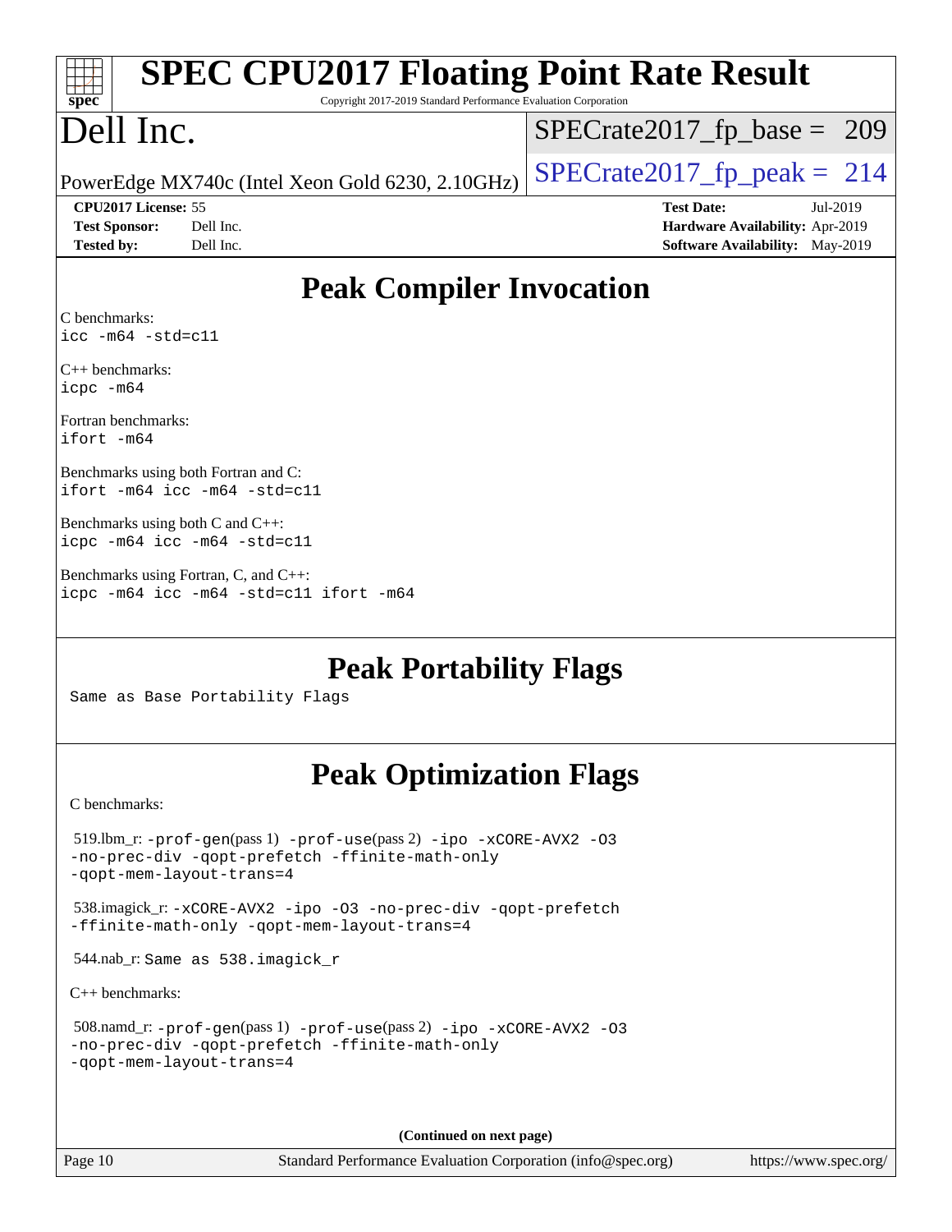# SPEC CPU2017 Floating Point Rate Result

Copyright 2017-2019 Standard Performance Evaluation Corporation

# Dell Inc.

PowerEdge MX740c (Intel Xeon Gold 6230, 2.10GHz)

SPECrate2017_fp_base = 209

SPECrate2017_fp_peak = 214

**CPU2017 License:** 55
**Test Sponsor:** Dell Inc.
**Tested by:** Dell Inc.

**Test Date:** Jul-2019
**Hardware Availability:** Apr-2019
**Software Availability:** May-2019

## Peak Compiler Invocation

C benchmarks:
`icc -m64 -std=c11`

C++ benchmarks:
`icpc -m64`

Fortran benchmarks:
`ifort -m64`

Benchmarks using both Fortran and C:
`ifort -m64 icc -m64 -std=c11`

Benchmarks using both C and C++:
`icpc -m64 icc -m64 -std=c11`

Benchmarks using Fortran, C, and C++:
`icpc -m64 icc -m64 -std=c11 ifort -m64`

## Peak Portability Flags

Same as Base Portability Flags

## Peak Optimization Flags

C benchmarks:

519.lbm_r: `-prof-gen`(pass 1) `-prof-use`(pass 2) `-ipo -xCORE-AVX2 -O3 -no-prec-div -qopt-prefetch -ffinite-math-only -qopt-mem-layout-trans=4`

538.imagick_r: `-xCORE-AVX2 -ipo -O3 -no-prec-div -qopt-prefetch -ffinite-math-only -qopt-mem-layout-trans=4`

544.nab_r: Same as 538.imagick_r

C++ benchmarks:

508.namd_r: `-prof-gen`(pass 1) `-prof-use`(pass 2) `-ipo -xCORE-AVX2 -O3 -no-prec-div -qopt-prefetch -ffinite-math-only -qopt-mem-layout-trans=4`

**(Continued on next page)**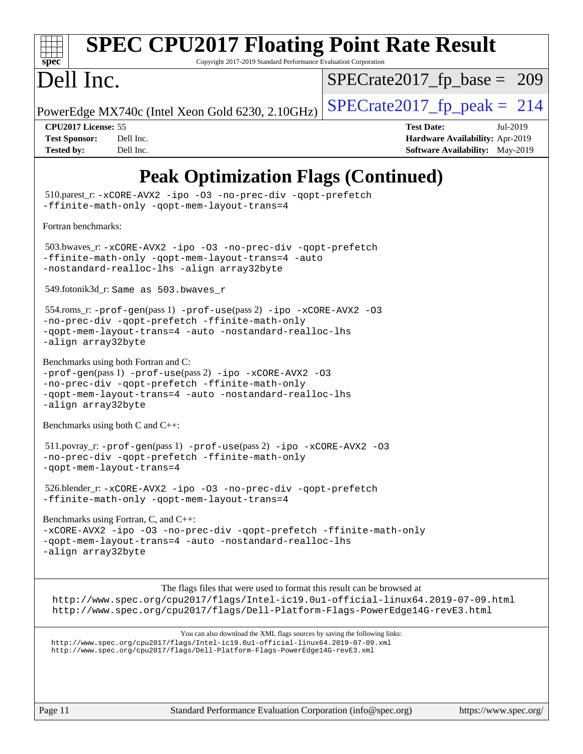# Peak Optimization Flags (Continued)

510.parest_r: -xCORE-AVX2 -ipo -O3 -no-prec-div -qopt-prefetch -ffinite-math-only -qopt-mem-layout-trans=4

Fortran benchmarks:

503.bwaves_r: -xCORE-AVX2 -ipo -O3 -no-prec-div -qopt-prefetch -ffinite-math-only -qopt-mem-layout-trans=4 -auto -nostandard-realloc-lhs -align array32byte

549.fotonik3d_r: Same as 503.bwaves_r

554.roms_r: -prof-gen(pass 1) -prof-use(pass 2) -ipo -xCORE-AVX2 -O3 -no-prec-div -qopt-prefetch -ffinite-math-only -qopt-mem-layout-trans=4 -auto -nostandard-realloc-lhs -align array32byte

Benchmarks using both Fortran and C:
-prof-gen(pass 1) -prof-use(pass 2) -ipo -xCORE-AVX2 -O3 -no-prec-div -qopt-prefetch -ffinite-math-only -qopt-mem-layout-trans=4 -auto -nostandard-realloc-lhs -align array32byte

Benchmarks using both C and C++:

511.povray_r: -prof-gen(pass 1) -prof-use(pass 2) -ipo -xCORE-AVX2 -O3 -no-prec-div -qopt-prefetch -ffinite-math-only -qopt-mem-layout-trans=4

526.blender_r: -xCORE-AVX2 -ipo -O3 -no-prec-div -qopt-prefetch -ffinite-math-only -qopt-mem-layout-trans=4

Benchmarks using Fortran, C, and C++:
-xCORE-AVX2 -ipo -O3 -no-prec-div -qopt-prefetch -ffinite-math-only -qopt-mem-layout-trans=4 -auto -nostandard-realloc-lhs -align array32byte

The flags files that were used to format this result can be browsed at
http://www.spec.org/cpu2017/flags/Intel-ic19.0u1-official-linux64.2019-07-09.html
http://www.spec.org/cpu2017/flags/Dell-Platform-Flags-PowerEdge14G-revE3.html

You can also download the XML flags sources by saving the following links:
http://www.spec.org/cpu2017/flags/Intel-ic19.0u1-official-linux64.2019-07-09.xml
http://www.spec.org/cpu2017/flags/Dell-Platform-Flags-PowerEdge14G-revE3.xml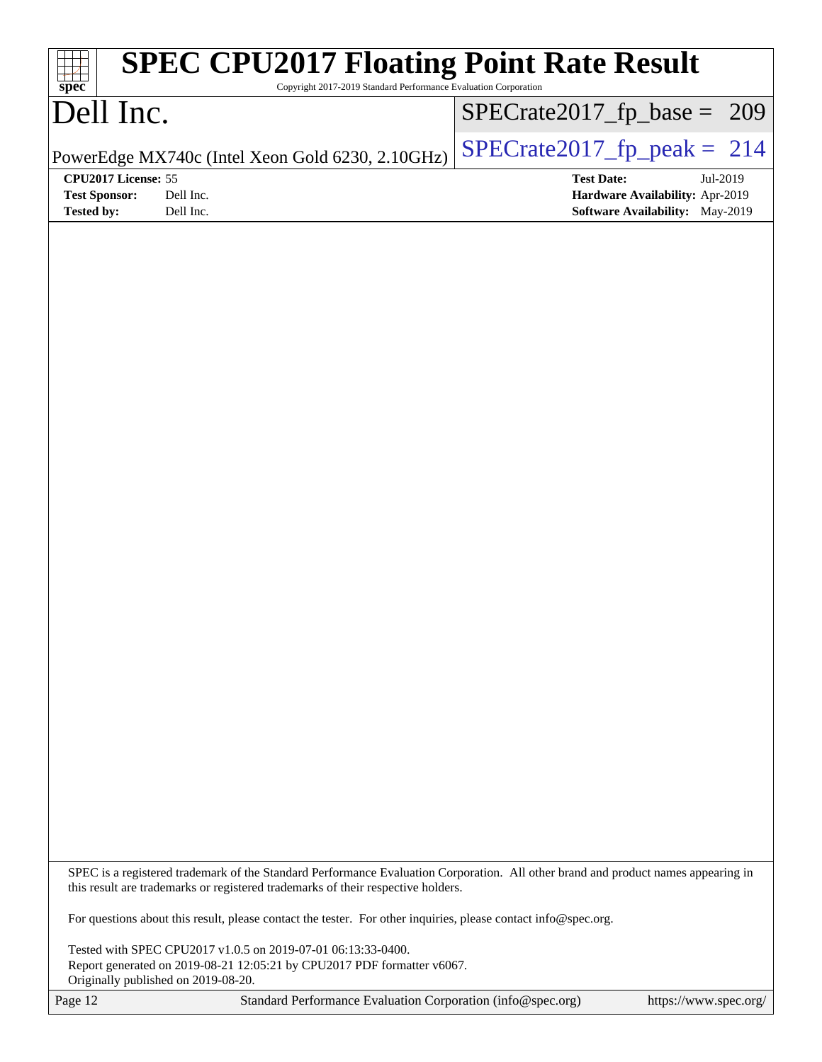SPEC is a registered trademark of the Standard Performance Evaluation Corporation. All other brand and product names appearing in this result are trademarks or registered trademarks of their respective holders.

For questions about this result, please contact the tester. For other inquiries, please contact info@spec.org.

Tested with SPEC CPU2017 v1.0.5 on 2019-07-01 06:13:33-0400.
Report generated on 2019-08-21 12:05:21 by CPU2017 PDF formatter v6067.
Originally published on 2019-08-20.